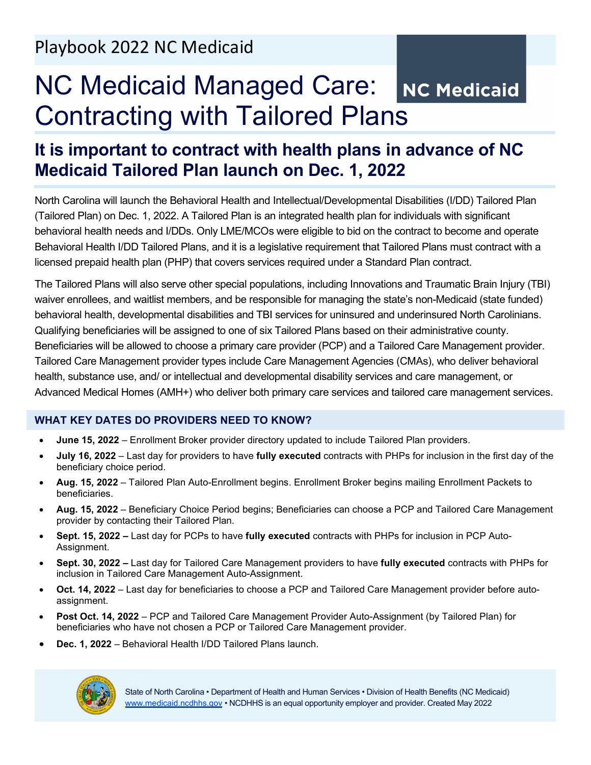Playbook 2022 NC Medicaid

# NC Medicaid Managed Care: Contracting with Tailored Plans

NC Medicaid

## It is important to contract with health plans in advance of NC Medicaid Tailored Plan launch on Dec. 1, 2022

North Carolina will launch the Behavioral Health and Intellectual/Developmental Disabilities (I/DD) Tailored Plan (Tailored Plan) on Dec. 1, 2022. A Tailored Plan is an integrated health plan for individuals with significant behavioral health needs and I/DDs. Only LME/MCOs were eligible to bid on the contract to become and operate Behavioral Health I/DD Tailored Plans, and it is a legislative requirement that Tailored Plans must contract with a licensed prepaid health plan (PHP) that covers services required under a Standard Plan contract.

The Tailored Plans will also serve other special populations, including Innovations and Traumatic Brain Injury (TBI) waiver enrollees, and waitlist members, and be responsible for managing the state's non-Medicaid (state funded) behavioral health, developmental disabilities and TBI services for uninsured and underinsured North Carolinians. Qualifying beneficiaries will be assigned to one of six Tailored Plans based on their administrative county. Beneficiaries will be allowed to choose a primary care provider (PCP) and a Tailored Care Management provider. Tailored Care Management provider types include Care Management Agencies (CMAs), who deliver behavioral health, substance use, and/ or intellectual and developmental disability services and care management, or Advanced Medical Homes (AMH+) who deliver both primary care services and tailored care management services.

### WHAT KEY DATES DO PROVIDERS NEED TO KNOW?

- **June 15, 2022** – Enrollment Broker provider directory updated to include Tailored Plan providers.
- **July 16, 2022** – Last day for providers to have **fully executed** contracts with PHPs for inclusion in the first day of the beneficiary choice period.
- **Aug. 15, 2022** – Tailored Plan Auto-Enrollment begins. Enrollment Broker begins mailing Enrollment Packets to beneficiaries.
- **Aug. 15, 2022** – Beneficiary Choice Period begins; Beneficiaries can choose a PCP and Tailored Care Management provider by contacting their Tailored Plan.
- **Sept. 15, 2022 –** Last day for PCPs to have **fully executed** contracts with PHPs for inclusion in PCP Auto-Assignment.
- **Sept. 30, 2022 –** Last day for Tailored Care Management providers to have **fully executed** contracts with PHPs for inclusion in Tailored Care Management Auto-Assignment.
- **Oct. 14, 2022** – Last day for beneficiaries to choose a PCP and Tailored Care Management provider before auto-assignment.
- **Post Oct. 14, 2022** – PCP and Tailored Care Management Provider Auto-Assignment (by Tailored Plan) for beneficiaries who have not chosen a PCP or Tailored Care Management provider.
- **Dec. 1, 2022** – Behavioral Health I/DD Tailored Plans launch.

State of North Carolina • Department of Health and Human Services • Division of Health Benefits (NC Medicaid)
www.medicaid.ncdhhs.gov • NCDHHS is an equal opportunity employer and provider. Created May 2022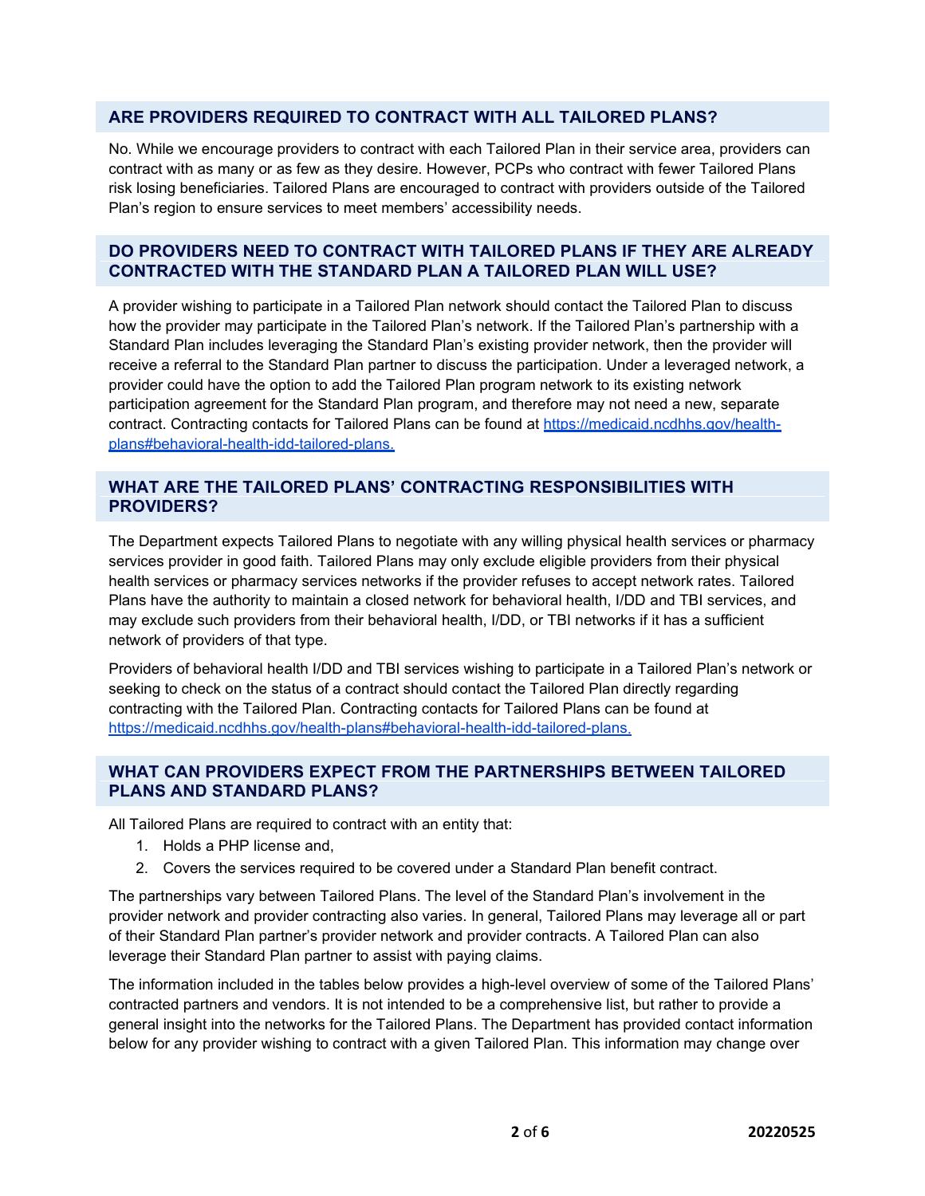## ARE PROVIDERS REQUIRED TO CONTRACT WITH ALL TAILORED PLANS?

No. While we encourage providers to contract with each Tailored Plan in their service area, providers can contract with as many or as few as they desire. However, PCPs who contract with fewer Tailored Plans risk losing beneficiaries. Tailored Plans are encouraged to contract with providers outside of the Tailored Plan's region to ensure services to meet members' accessibility needs.

## DO PROVIDERS NEED TO CONTRACT WITH TAILORED PLANS IF THEY ARE ALREADY CONTRACTED WITH THE STANDARD PLAN A TAILORED PLAN WILL USE?

A provider wishing to participate in a Tailored Plan network should contact the Tailored Plan to discuss how the provider may participate in the Tailored Plan's network. If the Tailored Plan's partnership with a Standard Plan includes leveraging the Standard Plan's existing provider network, then the provider will receive a referral to the Standard Plan partner to discuss the participation. Under a leveraged network, a provider could have the option to add the Tailored Plan program network to its existing network participation agreement for the Standard Plan program, and therefore may not need a new, separate contract. Contracting contacts for Tailored Plans can be found at [https://medicaid.ncdhhs.gov/health-plans#behavioral-health-idd-tailored-plans](https://medicaid.ncdhhs.gov/health-plans#behavioral-health-idd-tailored-plans).

## WHAT ARE THE TAILORED PLANS' CONTRACTING RESPONSIBILITIES WITH PROVIDERS?

The Department expects Tailored Plans to negotiate with any willing physical health services or pharmacy services provider in good faith. Tailored Plans may only exclude eligible providers from their physical health services or pharmacy services networks if the provider refuses to accept network rates. Tailored Plans have the authority to maintain a closed network for behavioral health, I/DD and TBI services, and may exclude such providers from their behavioral health, I/DD, or TBI networks if it has a sufficient network of providers of that type.

Providers of behavioral health I/DD and TBI services wishing to participate in a Tailored Plan's network or seeking to check on the status of a contract should contact the Tailored Plan directly regarding contracting with the Tailored Plan. Contracting contacts for Tailored Plans can be found at [https://medicaid.ncdhhs.gov/health-plans#behavioral-health-idd-tailored-plans](https://medicaid.ncdhhs.gov/health-plans#behavioral-health-idd-tailored-plans).

## WHAT CAN PROVIDERS EXPECT FROM THE PARTNERSHIPS BETWEEN TAILORED PLANS AND STANDARD PLANS?

All Tailored Plans are required to contract with an entity that:

1. Holds a PHP license and,
2. Covers the services required to be covered under a Standard Plan benefit contract.

The partnerships vary between Tailored Plans. The level of the Standard Plan's involvement in the provider network and provider contracting also varies. In general, Tailored Plans may leverage all or part of their Standard Plan partner's provider network and provider contracts. A Tailored Plan can also leverage their Standard Plan partner to assist with paying claims.

The information included in the tables below provides a high-level overview of some of the Tailored Plans' contracted partners and vendors. It is not intended to be a comprehensive list, but rather to provide a general insight into the networks for the Tailored Plans. The Department has provided contact information below for any provider wishing to contract with a given Tailored Plan. This information may change over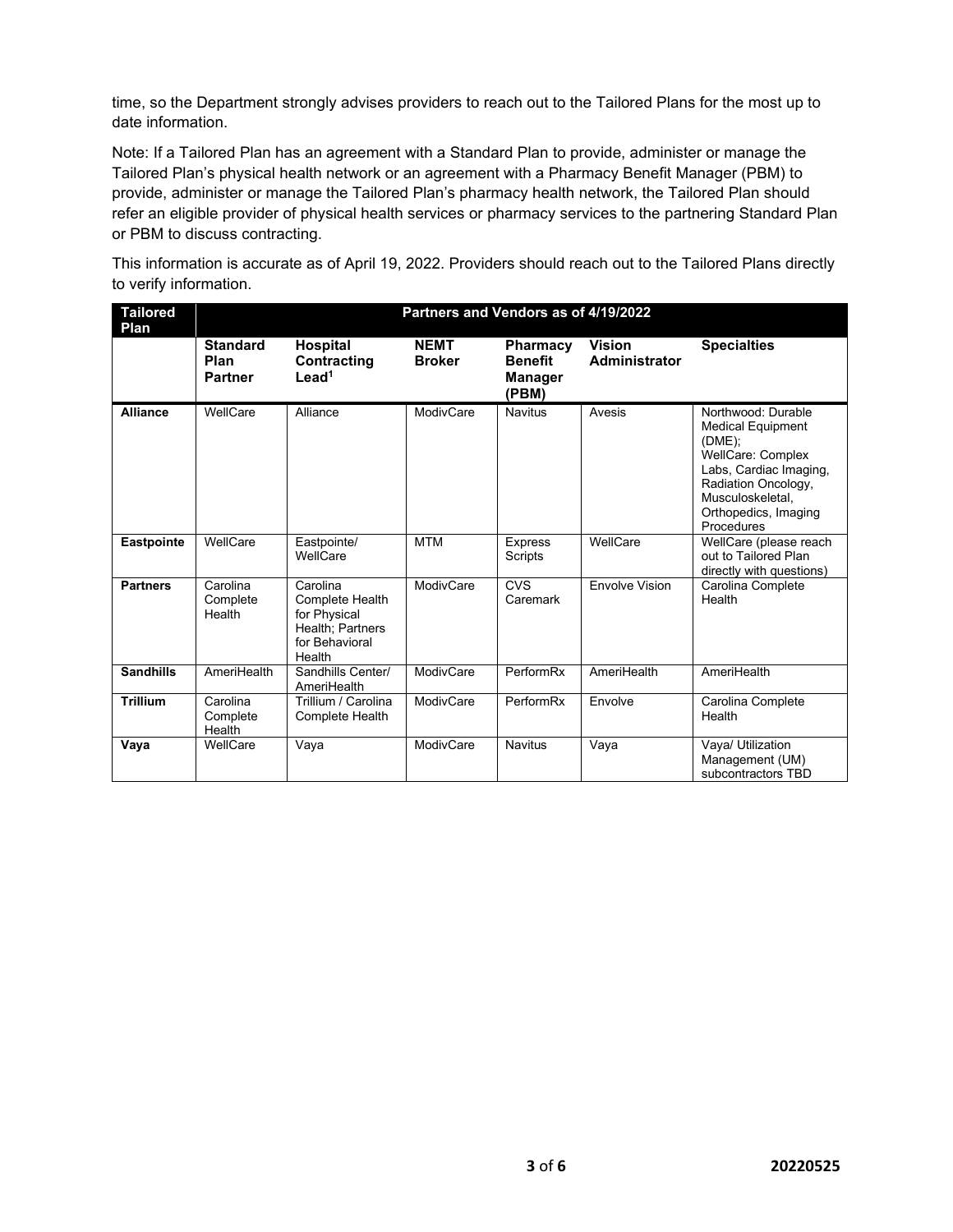time, so the Department strongly advises providers to reach out to the Tailored Plans for the most up to date information.

Note: If a Tailored Plan has an agreement with a Standard Plan to provide, administer or manage the Tailored Plan's physical health network or an agreement with a Pharmacy Benefit Manager (PBM) to provide, administer or manage the Tailored Plan's pharmacy health network, the Tailored Plan should refer an eligible provider of physical health services or pharmacy services to the partnering Standard Plan or PBM to discuss contracting.

This information is accurate as of April 19, 2022. Providers should reach out to the Tailored Plans directly to verify information.

| Tailored Plan | Partners and Vendors as of 4/19/2022 | | | | | |
|---|---|---|---|---|---|---|
| | **Standard Plan Partner** | **Hospital Contracting Lead**[1] | **NEMT Broker** | **Pharmacy Benefit Manager (PBM)** | **Vision Administrator** | **Specialties** |
| **Alliance** | WellCare | Alliance | ModivCare | Navitus | Avesis | Northwood: Durable Medical Equipment (DME); WellCare: Complex Labs, Cardiac Imaging, Radiation Oncology, Musculoskeletal, Orthopedics, Imaging Procedures |
| **Eastpointe** | WellCare | Eastpointe/ WellCare | MTM | Express Scripts | WellCare | WellCare (please reach out to Tailored Plan directly with questions) |
| **Partners** | Carolina Complete Health | Carolina Complete Health for Physical Health; Partners for Behavioral Health | ModivCare | CVS Caremark | Envolve Vision | Carolina Complete Health |
| **Sandhills** | AmeriHealth | Sandhills Center/ AmeriHealth | ModivCare | PerformRx | AmeriHealth | AmeriHealth |
| **Trillium** | Carolina Complete Health | Trillium / Carolina Complete Health | ModivCare | PerformRx | Envolve | Carolina Complete Health |
| **Vaya** | WellCare | Vaya | ModivCare | Navitus | Vaya | Vaya/ Utilization Management (UM) subcontractors TBD |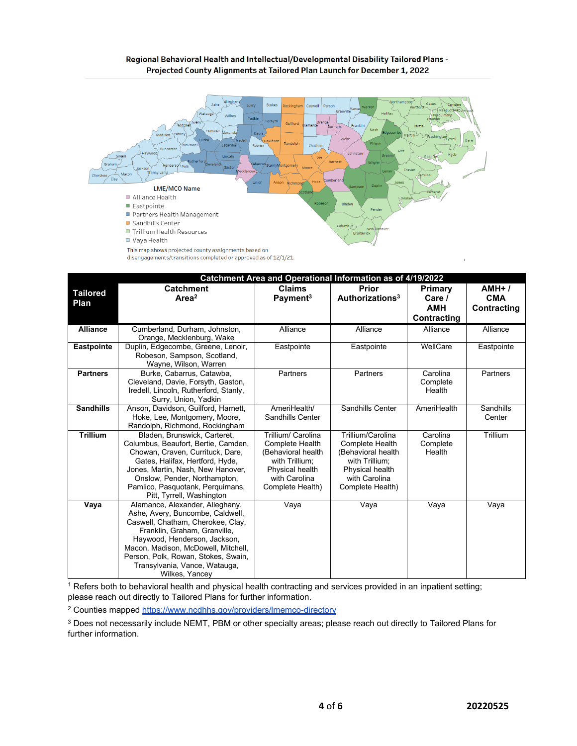**Regional Behavioral Health and Intellectual/Developmental Disability Tailored Plans - Projected County Alignments at Tailored Plan Launch for December 1, 2022**

LME/MCO Name
- Alliance Health
- Eastpointe
- Partners Health Management
- Sandhills Center
- Trillium Health Resources
- Vaya Health

This map shows projected county assignments based on disengagements/transitions completed or approved as of 12/1/21.

| Catchment Area and Operational Information as of 4/19/2022 | | | | | |
|---|---|---|---|---|---|
| **Tailored Plan** | **Catchment Area[2]** | **Claims Payment[3]** | **Prior Authorizations[3]** | **Primary Care / AMH Contracting** | **AMH+ / CMA Contracting** |
| **Alliance** | Cumberland, Durham, Johnston, Orange, Mecklenburg, Wake | Alliance | Alliance | Alliance | Alliance |
| **Eastpointe** | Duplin, Edgecombe, Greene, Lenoir, Robeson, Sampson, Scotland, Wayne, Wilson, Warren | Eastpointe | Eastpointe | WellCare | Eastpointe |
| **Partners** | Burke, Cabarrus, Catawba, Cleveland, Davie, Forsyth, Gaston, Iredell, Lincoln, Rutherford, Stanly, Surry, Union, Yadkin | Partners | Partners | Carolina Complete Health | Partners |
| **Sandhills** | Anson, Davidson, Guilford, Harnett, Hoke, Lee, Montgomery, Moore, Randolph, Richmond, Rockingham | AmeriHealth/ Sandhills Center | Sandhills Center | AmeriHealth | Sandhills Center |
| **Trillium** | Bladen, Brunswick, Carteret, Columbus, Beaufort, Bertie, Camden, Chowan, Craven, Currituck, Dare, Gates, Halifax, Hertford, Hyde, Jones, Martin, Nash, New Hanover, Onslow, Pender, Northampton, Pamlico, Pasquotank, Perquimans, Pitt, Tyrrell, Washington | Trillium/ Carolina Complete Health (Behavioral health with Trillium; Physical health with Carolina Complete Health) | Trillium/Carolina Complete Health (Behavioral health with Trillium; Physical health with Carolina Complete Health) | Carolina Complete Health | Trillium |
| **Vaya** | Alamance, Alexander, Alleghany, Ashe, Avery, Buncombe, Caldwell, Caswell, Chatham, Cherokee, Clay, Franklin, Graham, Granville, Haywood, Henderson, Jackson, Macon, Madison, McDowell, Mitchell, Person, Polk, Rowan, Stokes, Swain, Transylvania, Vance, Watauga, Wilkes, Yancey | Vaya | Vaya | Vaya | Vaya |

[1] Refers both to behavioral health and physical health contracting and services provided in an inpatient setting; please reach out directly to Tailored Plans for further information.

[2] Counties mapped https://www.ncdhhs.gov/providers/lmemco-directory

[3] Does not necessarily include NEMT, PBM or other specialty areas; please reach out directly to Tailored Plans for further information.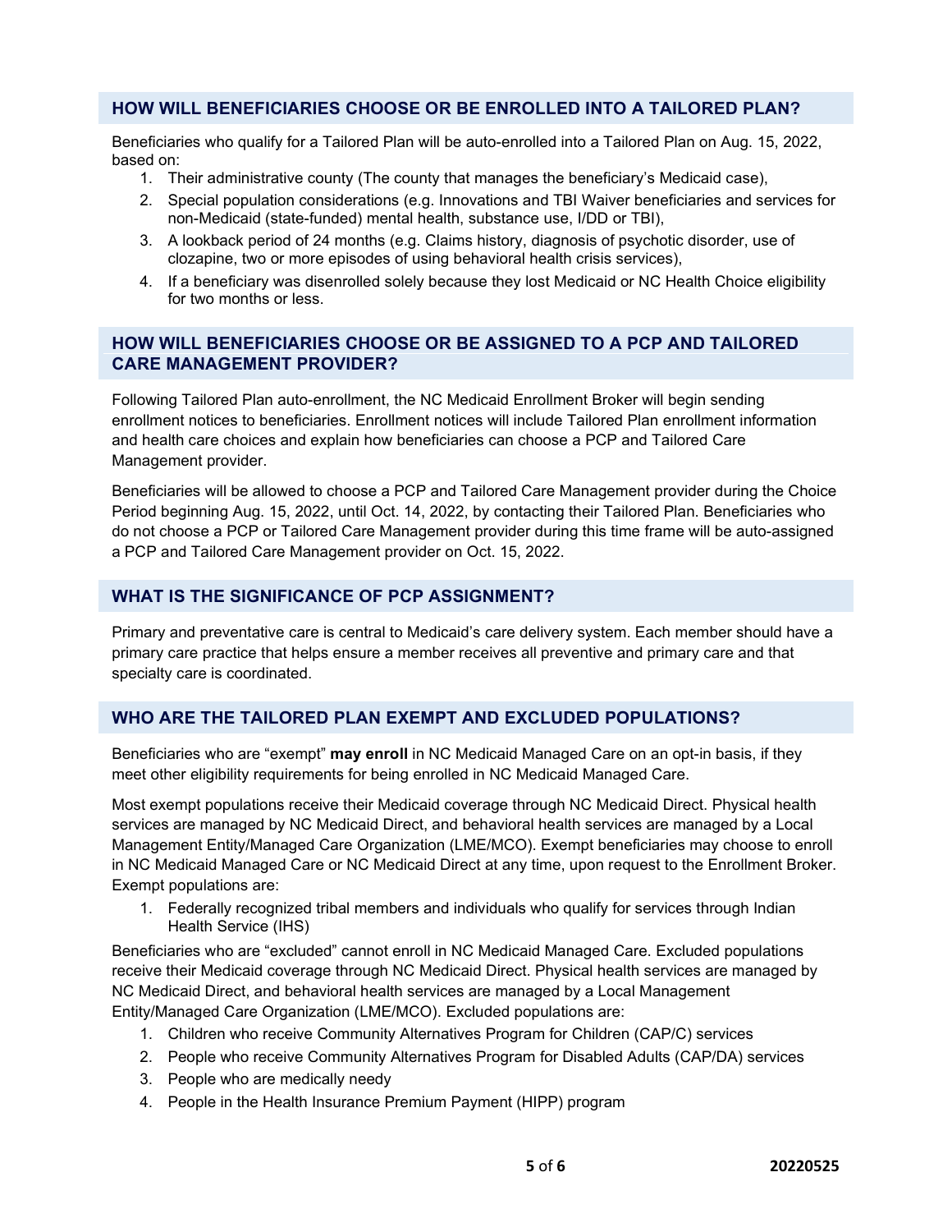## HOW WILL BENEFICIARIES CHOOSE OR BE ENROLLED INTO A TAILORED PLAN?

Beneficiaries who qualify for a Tailored Plan will be auto-enrolled into a Tailored Plan on Aug. 15, 2022, based on:

1. Their administrative county (The county that manages the beneficiary's Medicaid case),
2. Special population considerations (e.g. Innovations and TBI Waiver beneficiaries and services for non-Medicaid (state-funded) mental health, substance use, I/DD or TBI),
3. A lookback period of 24 months (e.g. Claims history, diagnosis of psychotic disorder, use of clozapine, two or more episodes of using behavioral health crisis services),
4. If a beneficiary was disenrolled solely because they lost Medicaid or NC Health Choice eligibility for two months or less.

## HOW WILL BENEFICIARIES CHOOSE OR BE ASSIGNED TO A PCP AND TAILORED CARE MANAGEMENT PROVIDER?

Following Tailored Plan auto-enrollment, the NC Medicaid Enrollment Broker will begin sending enrollment notices to beneficiaries. Enrollment notices will include Tailored Plan enrollment information and health care choices and explain how beneficiaries can choose a PCP and Tailored Care Management provider.

Beneficiaries will be allowed to choose a PCP and Tailored Care Management provider during the Choice Period beginning Aug. 15, 2022, until Oct. 14, 2022, by contacting their Tailored Plan. Beneficiaries who do not choose a PCP or Tailored Care Management provider during this time frame will be auto-assigned a PCP and Tailored Care Management provider on Oct. 15, 2022.

## WHAT IS THE SIGNIFICANCE OF PCP ASSIGNMENT?

Primary and preventative care is central to Medicaid's care delivery system. Each member should have a primary care practice that helps ensure a member receives all preventive and primary care and that specialty care is coordinated.

## WHO ARE THE TAILORED PLAN EXEMPT AND EXCLUDED POPULATIONS?

Beneficiaries who are "exempt" **may enroll** in NC Medicaid Managed Care on an opt-in basis, if they meet other eligibility requirements for being enrolled in NC Medicaid Managed Care.

Most exempt populations receive their Medicaid coverage through NC Medicaid Direct. Physical health services are managed by NC Medicaid Direct, and behavioral health services are managed by a Local Management Entity/Managed Care Organization (LME/MCO). Exempt beneficiaries may choose to enroll in NC Medicaid Managed Care or NC Medicaid Direct at any time, upon request to the Enrollment Broker. Exempt populations are:

1. Federally recognized tribal members and individuals who qualify for services through Indian Health Service (IHS)

Beneficiaries who are "excluded" cannot enroll in NC Medicaid Managed Care. Excluded populations receive their Medicaid coverage through NC Medicaid Direct. Physical health services are managed by NC Medicaid Direct, and behavioral health services are managed by a Local Management Entity/Managed Care Organization (LME/MCO). Excluded populations are:

1. Children who receive Community Alternatives Program for Children (CAP/C) services
2. People who receive Community Alternatives Program for Disabled Adults (CAP/DA) services
3. People who are medically needy
4. People in the Health Insurance Premium Payment (HIPP) program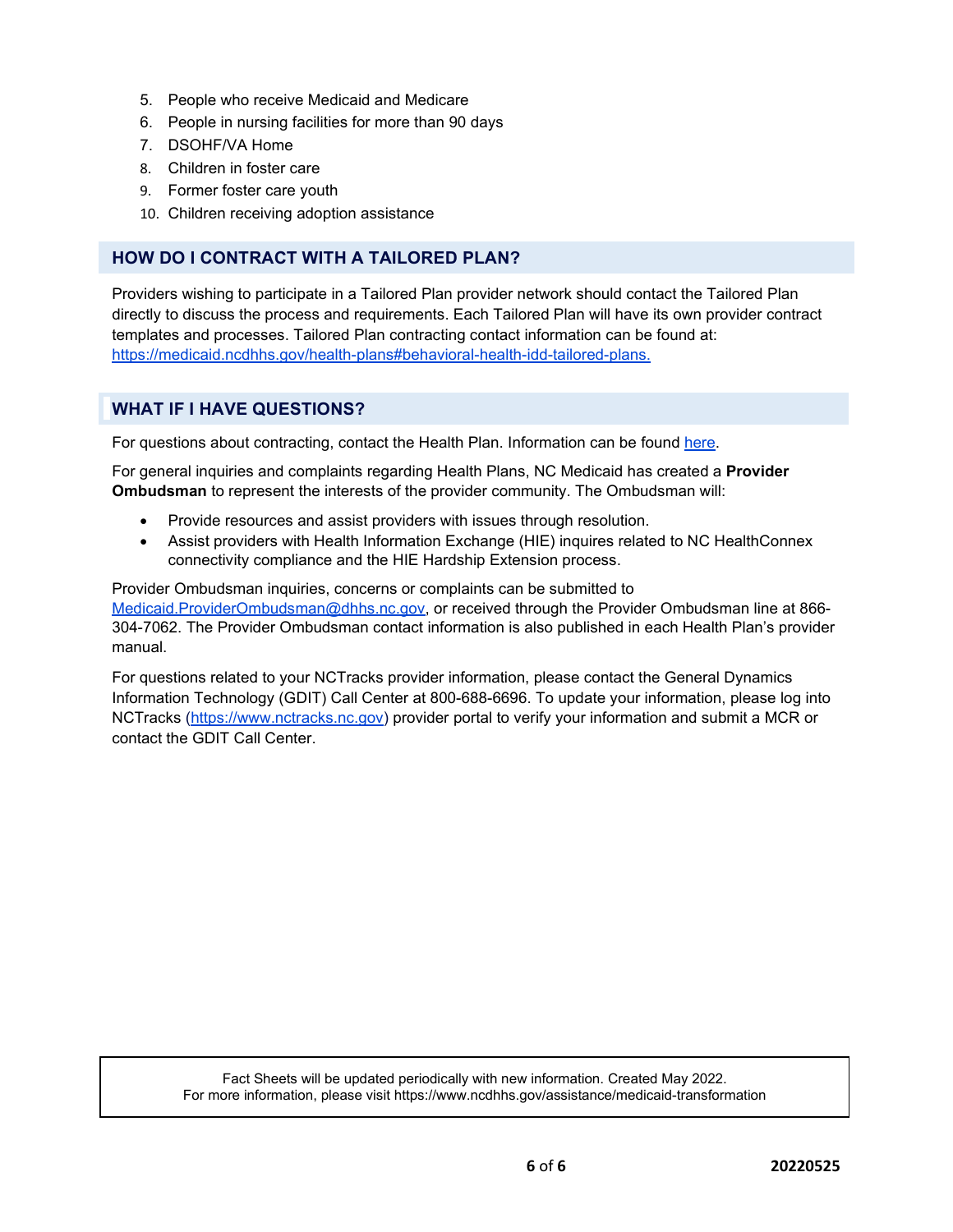5. People who receive Medicaid and Medicare
6. People in nursing facilities for more than 90 days
7. DSOHF/VA Home
8. Children in foster care
9. Former foster care youth
10. Children receiving adoption assistance

## HOW DO I CONTRACT WITH A TAILORED PLAN?

Providers wishing to participate in a Tailored Plan provider network should contact the Tailored Plan directly to discuss the process and requirements. Each Tailored Plan will have its own provider contract templates and processes. Tailored Plan contracting contact information can be found at: https://medicaid.ncdhhs.gov/health-plans#behavioral-health-idd-tailored-plans.

## WHAT IF I HAVE QUESTIONS?

For questions about contracting, contact the Health Plan. Information can be found here.

For general inquiries and complaints regarding Health Plans, NC Medicaid has created a **Provider Ombudsman** to represent the interests of the provider community. The Ombudsman will:

- Provide resources and assist providers with issues through resolution.
- Assist providers with Health Information Exchange (HIE) inquires related to NC HealthConnex connectivity compliance and the HIE Hardship Extension process.

Provider Ombudsman inquiries, concerns or complaints can be submitted to Medicaid.ProviderOmbudsman@dhhs.nc.gov, or received through the Provider Ombudsman line at 866-304-7062. The Provider Ombudsman contact information is also published in each Health Plan's provider manual.

For questions related to your NCTracks provider information, please contact the General Dynamics Information Technology (GDIT) Call Center at 800-688-6696. To update your information, please log into NCTracks (https://www.nctracks.nc.gov) provider portal to verify your information and submit a MCR or contact the GDIT Call Center.

Fact Sheets will be updated periodically with new information. Created May 2022.
For more information, please visit https://www.ncdhhs.gov/assistance/medicaid-transformation